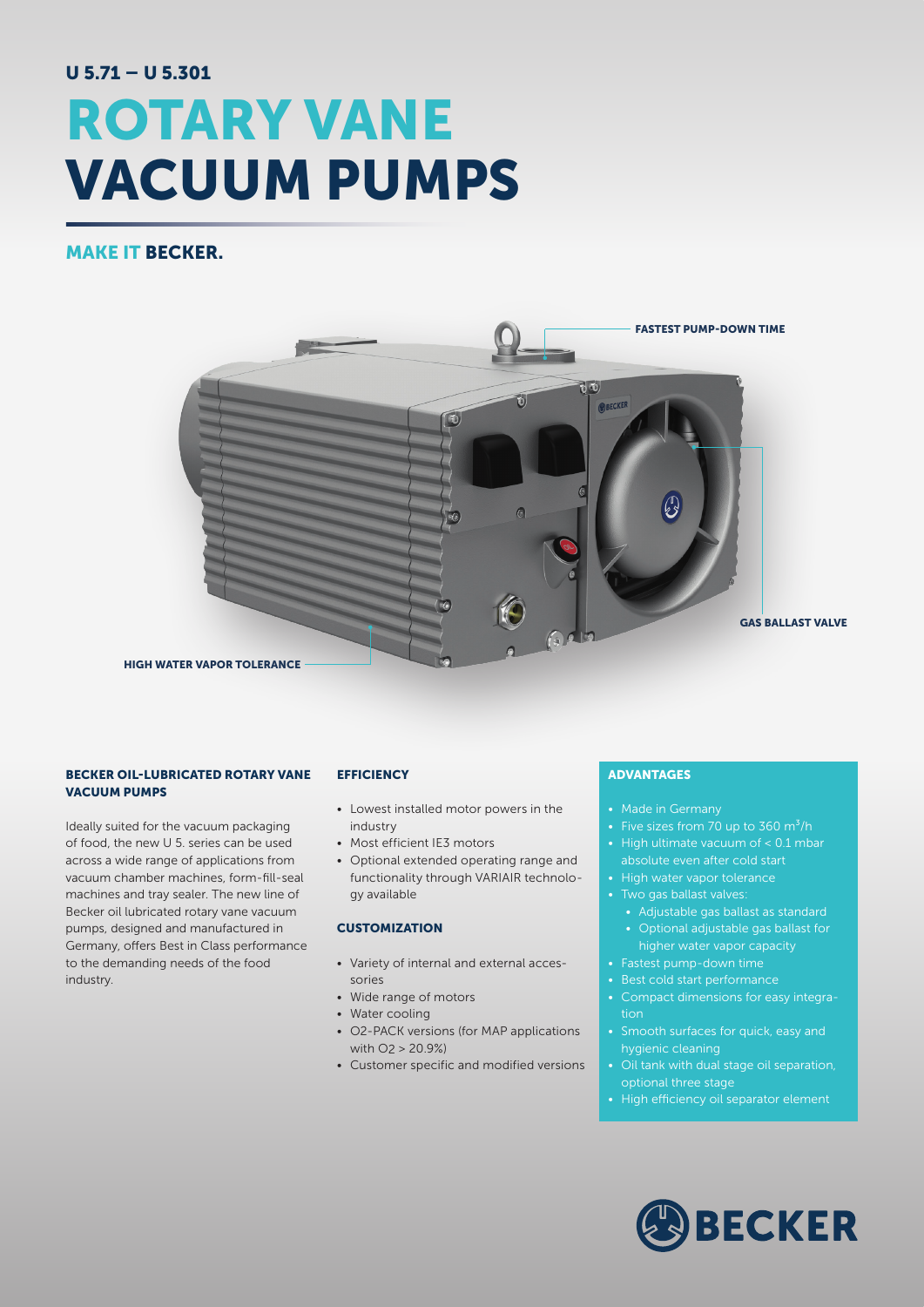U 5.71 – U 5.301

# ROTARY VANE VACUUM PUMPS

## MAKE IT BECKER.

FASTEST PUMP-DOWN TIME

GAS BALLAST VALVE

HIGH WATER VAPOR TOLERANCE

### BECKER OIL-LUBRICATED ROTARY VANE VACUUM PUMPS

Ideally suited for the vacuum packaging of food, the new U 5. series can be used across a wide range of applications from vacuum chamber machines, form-fill-seal machines and tray sealer. The new line of Becker oil lubricated rotary vane vacuum pumps, designed and manufactured in Germany, offers Best in Class performance to the demanding needs of the food industry.

### EFFICIENCY

- Lowest installed motor powers in the industry
- Most efficient IE3 motors
- Optional extended operating range and functionality through VARIAIR technology available

### CUSTOMIZATION

- Variety of internal and external accessories
- Wide range of motors
- Water cooling
- O2-PACK versions (for MAP applications with O2 > 20.9%)
- Customer specific and modified versions

### ADVANTAGES

- Made in Germany
- Five sizes from 70 up to 360 $m^3/h$
- High ultimate vacuum of < 0.1 mbar absolute even after cold start
- High water vapor tolerance
- Two gas ballast valves:
  - Adjustable gas ballast as standard
  - Optional adjustable gas ballast for higher water vapor capacity
- Fastest pump-down time
- Best cold start performance
- Compact dimensions for easy integration
- Smooth surfaces for quick, easy and hygienic cleaning
- Oil tank with dual stage oil separation, optional three stage
- High efficiency oil separator element

BECKER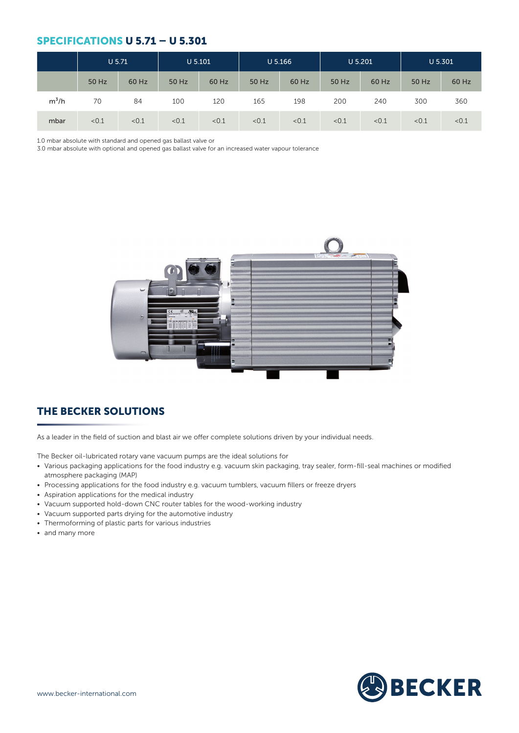## SPECIFICATIONS U 5.71 – U 5.301

| | U 5.71 | | U 5.101 | | U 5.166 | | U 5.201 | | U 5.301 | |
|---|---|---|---|---|---|---|---|---|---|---|
| | 50 Hz | 60 Hz | 50 Hz | 60 Hz | 50 Hz | 60 Hz | 50 Hz | 60 Hz | 50 Hz | 60 Hz |
| $m^3/h$ | 70 | 84 | 100 | 120 | 165 | 198 | 200 | 240 | 300 | 360 |
| mbar | <0.1 | <0.1 | <0.1 | <0.1 | <0.1 | <0.1 | <0.1 | <0.1 | <0.1 | <0.1 |

1.0 mbar absolute with standard and opened gas ballast valve or
3.0 mbar absolute with optional and opened gas ballast valve for an increased water vapour tolerance

## THE BECKER SOLUTIONS

As a leader in the field of suction and blast air we offer complete solutions driven by your individual needs.

The Becker oil-lubricated rotary vane vacuum pumps are the ideal solutions for

- Various packaging applications for the food industry e.g. vacuum skin packaging, tray sealer, form-fill-seal machines or modified atmosphere packaging (MAP)
- Processing applications for the food industry e.g. vacuum tumblers, vacuum fillers or freeze dryers
- Aspiration applications for the medical industry
- Vacuum supported hold-down CNC router tables for the wood-working industry
- Vacuum supported parts drying for the automotive industry
- Thermoforming of plastic parts for various industries
- and many more

www.becker-international.com

BECKER